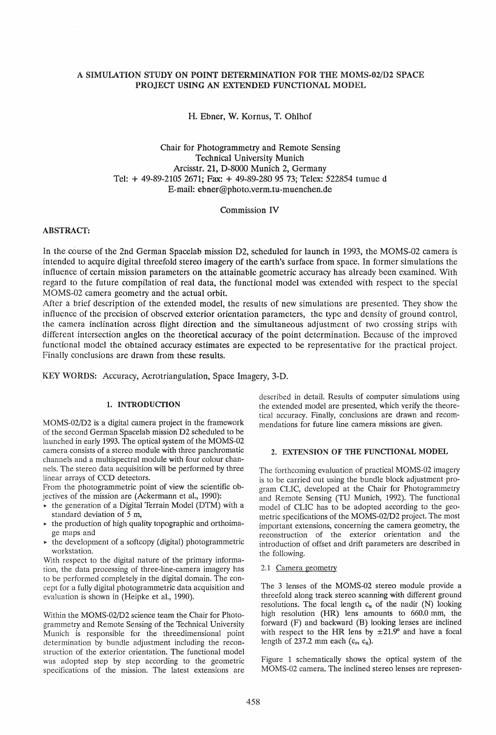# A SIMULATION STUDY ON POINT DETERMINATION FOR THE MOMS-02/D2 SPACE PROJECT USING AN EXTENDED FUNCTIONAL MODEL

H. Ebner, W. Kornus, T. Ohlhof

Chair for Photogrammetry and Remote Sensing
Technical University Munich
Arcisstr. 21, D-8000 Munich 2, Germany
Tel: + 49-89-2105 2671; Fax: + 49-89-280 95 73; Telex: 522854 tumue d
E-mail: ebner@photo.verm.tu-muenchen.de

Commission IV

**ABSTRACT:**

In the course of the 2nd German Spacelab mission D2, scheduled for launch in 1993, the MOMS-02 camera is intended to acquire digital threefold stereo imagery of the earth's surface from space. In former simulations the influence of certain mission parameters on the attainable geometric accuracy has already been examined. With regard to the future compilation of real data, the functional model was extended with respect to the special MOMS-02 camera geometry and the actual orbit.

After a brief description of the extended model, the results of new simulations are presented. They show the influence of the precision of observed exterior orientation parameters, the type and density of ground control, the camera inclination across flight direction and the simultaneous adjustment of two crossing strips with different intersection angles on the theoretical accuracy of the point determination. Because of the improved functional model the obtained accuracy estimates are expected to be representative for the practical project. Finally conclusions are drawn from these results.

KEY WORDS: Accuracy, Aerotriangulation, Space Imagery, 3-D.

## 1. INTRODUCTION

MOMS-02/D2 is a digital camera project in the framework of the second German Spacelab mission D2 scheduled to be launched in early 1993. The optical system of the MOMS-02 camera consists of a stereo module with three panchromatic channels and a multispectral module with four colour channels. The stereo data acquisition will be performed by three linear arrays of CCD detectors.

From the photogrammetric point of view the scientific objectives of the mission are (Ackermann et al., 1990):

- the generation of a Digital Terrain Model (DTM) with a standard deviation of 5 m,
- the production of high quality topographic and orthoimage maps and
- the development of a softcopy (digital) photogrammetric workstation.

With respect to the digital nature of the primary information, the data processing of three-line-camera imagery has to be performed completely in the digital domain. The concept for a fully digital photogrammetric data acquisition and evaluation is shown in (Heipke et al., 1990).

Within the MOMS-02/D2 science team the Chair for Photogrammetry and Remote Sensing of the Technical University Munich is responsible for the threedimensional point determination by bundle adjustment including the reconstruction of the exterior orientation. The functional model was adopted step by step according to the geometric specifications of the mission. The latest extensions are described in detail. Results of computer simulations using the extended model are presented, which verify the theoretical accuracy. Finally, conclusions are drawn and recommendations for future line camera missions are given.

## 2. EXTENSION OF THE FUNCTIONAL MODEL

The forthcoming evaluation of practical MOMS-02 imagery is to be carried out using the bundle block adjustment program CLIC, developed at the Chair for Photogrammetry and Remote Sensing (TU Munich, 1992). The functional model of CLIC has to be adopted according to the geometric specifications of the MOMS-02/D2 project. The most important extensions, concerning the camera geometry, the reconstruction of the exterior orientation and the introduction of offset and drift parameters are described in the following.

### 2.1 Camera geometry

The 3 lenses of the MOMS-02 stereo module provide a threefold along track stereo scanning with different ground resolutions. The focal length $c_N$ of the nadir (N) looking high resolution (HR) lens amounts to 660.0 mm, the forward (F) and backward (B) looking lenses are inclined with respect to the HR lens by ±21.9° and have a focal length of 237.2 mm each ($c_F$, $c_B$).

Figure 1 schematically shows the optical system of the MOMS-02 camera. The inclined stereo lenses are represen-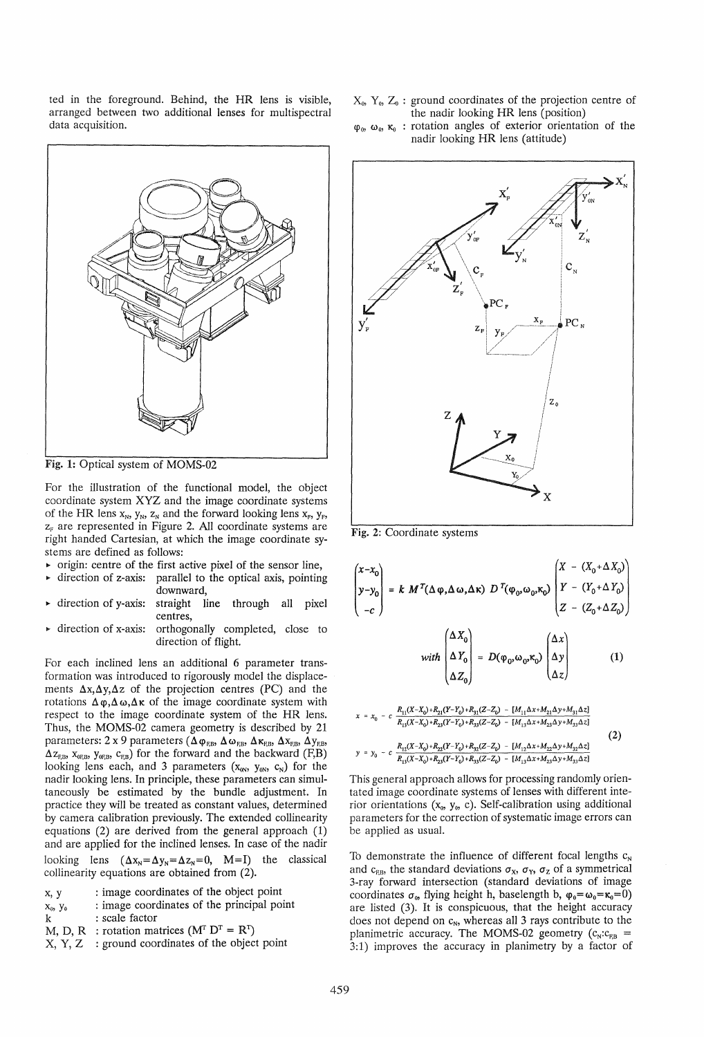ted in the foreground. Behind, the HR lens is visible, arranged between two additional lenses for multispectral data acquisition.

Fig. 1: Optical system of MOMS-02

For the illustration of the functional model, the object coordinate system XYZ and the image coordinate systems of the HR lens $x_N, y_N, z_N$ and the forward looking lens $x_F, y_F, z_F$ are represented in Figure 2. All coordinate systems are right handed Cartesian, at which the image coordinate systems are defined as follows:

- origin: centre of the first active pixel of the sensor line,
- direction of z-axis: parallel to the optical axis, pointing downward,
- direction of y-axis: straight line through all pixel centres,
- direction of x-axis: orthogonally completed, close to direction of flight.

For each inclined lens an additional 6 parameter transformation was introduced to rigorously model the displacements $\Delta x, \Delta y, \Delta z$ of the projection centres (PC) and the rotations $\Delta\varphi, \Delta\omega, \Delta\kappa$ of the image coordinate system with respect to the image coordinate system of the HR lens. Thus, the MOMS-02 camera geometry is described by 21 parameters: 2 x 9 parameters ($\Delta\varphi_{F,B}$, $\Delta\omega_{F,B}$, $\Delta\kappa_{F,B}$, $\Delta x_{F,B}$, $\Delta y_{F,B}$, $\Delta z_{F,B}$, $x_{0F,B}$, $y_{0F,B}$, $c_{F,B}$) for the forward and the backward (F,B) looking lens each, and 3 parameters ($x_{0N}$, $y_{0N}$, $c_N$) for the nadir looking lens. In principle, these parameters can simultaneously be estimated by the bundle adjustment. In practice they will be treated as constant values, determined by camera calibration previously. The extended collinearity equations (2) are derived from the general approach (1) and are applied for the inclined lenses. In case of the nadir looking lens ($\Delta x_N = \Delta y_N = \Delta z_N = 0$, M=I) the classical collinearity equations are obtained from (2).

| | |
|---|---|
| x, y | : image coordinates of the object point |
| $x_0$, $y_0$ | : image coordinates of the principal point |
| k | : scale factor |
| M, D, R | : rotation matrices ($M^T D^T = R^T$) |
| X, Y, Z | : ground coordinates of the object point |
| $X_0$, $Y_0$, $Z_0$ | : ground coordinates of the projection centre of the nadir looking HR lens (position) |
| $\varphi_0$, $\omega_0$, $\kappa_0$ | : rotation angles of exterior orientation of the nadir looking HR lens (attitude) |

Fig. 2: Coordinate systems

$$\begin{pmatrix} x-x_0 \\ y-y_0 \\ -c \end{pmatrix} = k\, M^T(\Delta\varphi,\Delta\omega,\Delta\kappa)\, D^T(\varphi_0,\omega_0,\kappa_0) \begin{pmatrix} X - (X_0+\Delta X_0) \\ Y - (Y_0+\Delta Y_0) \\ Z - (Z_0+\Delta Z_0) \end{pmatrix}$$

$$with \begin{pmatrix} \Delta X_0 \\ \Delta Y_0 \\ \Delta Z_0 \end{pmatrix} = D(\varphi_0,\omega_0,\kappa_0) \begin{pmatrix} \Delta x \\ \Delta y \\ \Delta z \end{pmatrix} \tag{1}$$

$$x = x_0 - c\,\frac{R_{11}(X-X_0)+R_{21}(Y-Y_0)+R_{31}(Z-Z_0) - [M_{11}\Delta x+M_{21}\Delta y+M_{31}\Delta z]}{R_{13}(X-X_0)+R_{23}(Y-Y_0)+R_{33}(Z-Z_0) - [M_{13}\Delta x+M_{23}\Delta y+M_{33}\Delta z]}$$

$$y = y_0 - c\,\frac{R_{12}(X-X_0)+R_{22}(Y-Y_0)+R_{32}(Z-Z_0) - [M_{12}\Delta x+M_{22}\Delta y+M_{32}\Delta z]}{R_{13}(X-X_0)+R_{23}(Y-Y_0)+R_{33}(Z-Z_0) - [M_{13}\Delta x+M_{23}\Delta y+M_{33}\Delta z]} \tag{2}$$

This general approach allows for processing randomly orientated image coordinate systems of lenses with different interior orientations ($x_0$, $y_0$, c). Self-calibration using additional parameters for the correction of systematic image errors can be applied as usual.

To demonstrate the influence of different focal lengths $c_N$ and $c_{F,B}$, the standard deviations $\sigma_X$, $\sigma_Y$, $\sigma_Z$ of a symmetrical 3-ray forward intersection (standard deviations of image coordinates $\sigma_0$, flying height h, baselength b, $\varphi_0=\omega_0=\kappa_0=0$) are listed (3). It is conspicuous, that the height accuracy does not depend on $c_N$, whereas all 3 rays contribute to the planimetric accuracy. The MOMS-02 geometry ($c_N$:$c_{F,B}$ = 3:1) improves the accuracy in planimetry by a factor of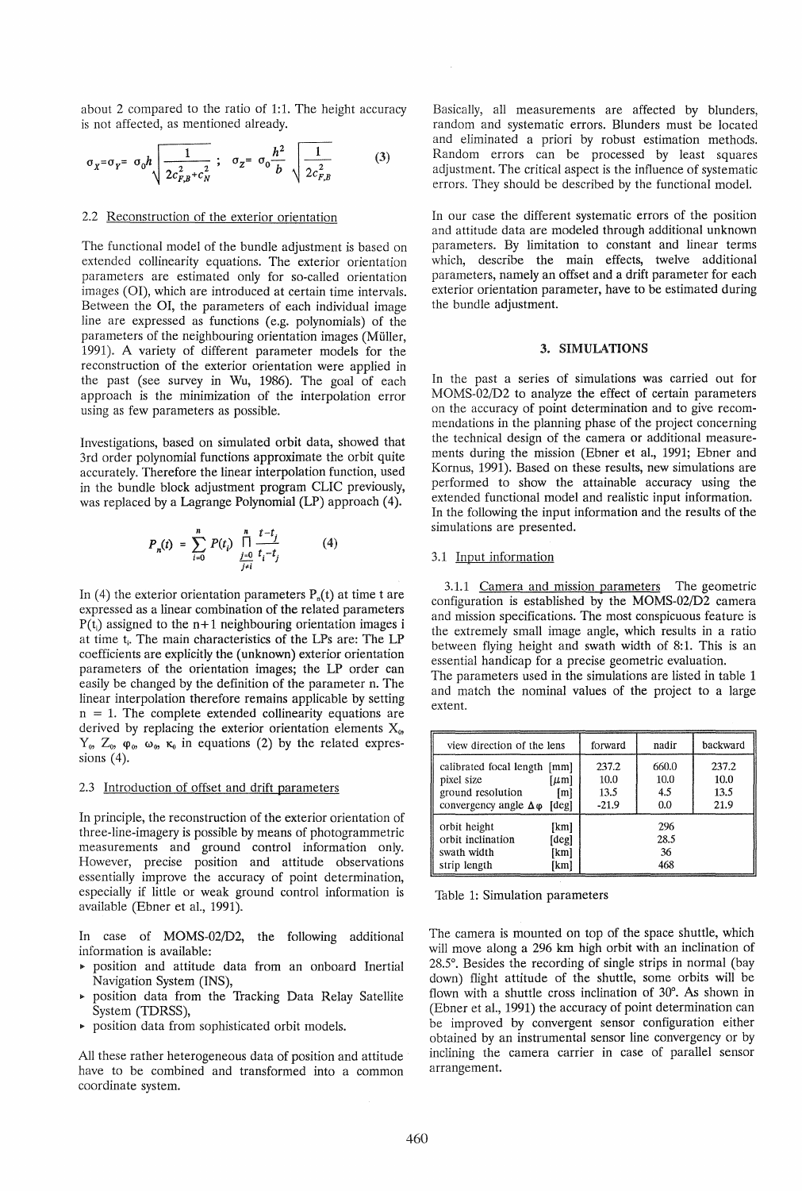about 2 compared to the ratio of 1:1. The height accuracy is not affected, as mentioned already.

$$\sigma_X = \sigma_Y = \sigma_0 h \sqrt{\frac{1}{2c_{F,B}^2 + c_N^2}} \; ; \quad \sigma_Z = \sigma_0 \frac{h^2}{b} \sqrt{\frac{1}{2c_{F,B}^2}} \tag{3}$$

## 2.2 Reconstruction of the exterior orientation

The functional model of the bundle adjustment is based on extended collinearity equations. The exterior orientation parameters are estimated only for so-called orientation images (OI), which are introduced at certain time intervals. Between the OI, the parameters of each individual image line are expressed as functions (e.g. polynomials) of the parameters of the neighbouring orientation images (Müller, 1991). A variety of different parameter models for the reconstruction of the exterior orientation were applied in the past (see survey in Wu, 1986). The goal of each approach is the minimization of the interpolation error using as few parameters as possible.

Investigations, based on simulated orbit data, showed that 3rd order polynomial functions approximate the orbit quite accurately. Therefore the linear interpolation function, used in the bundle block adjustment program CLIC previously, was replaced by a Lagrange Polynomial (LP) approach (4).

$$P_n(t) = \sum_{i=0}^{n} P(t_i) \prod_{\substack{j=0 \\ j \neq i}}^{n} \frac{t - t_j}{t_i - t_j} \tag{4}$$

In (4) the exterior orientation parameters $P_n(t)$ at time t are expressed as a linear combination of the related parameters $P(t_i)$ assigned to the n+1 neighbouring orientation images i at time $t_i$. The main characteristics of the LPs are: The LP coefficients are explicitly the (unknown) exterior orientation parameters of the orientation images; the LP order can easily be changed by the definition of the parameter n. The linear interpolation therefore remains applicable by setting n = 1. The complete extended collinearity equations are derived by replacing the exterior orientation elements $X_0$, $Y_0$, $Z_0$, $\varphi_0$, $\omega_0$, $\kappa_0$ in equations (2) by the related expressions (4).

## 2.3 Introduction of offset and drift parameters

In principle, the reconstruction of the exterior orientation of three-line-imagery is possible by means of photogrammetric measurements and ground control information only. However, precise position and attitude observations essentially improve the accuracy of point determination, especially if little or weak ground control information is available (Ebner et al., 1991).

In case of MOMS-02/D2, the following additional information is available:

- position and attitude data from an onboard Inertial Navigation System (INS),
- position data from the Tracking Data Relay Satellite System (TDRSS),
- position data from sophisticated orbit models.

All these rather heterogeneous data of position and attitude have to be combined and transformed into a common coordinate system.

Basically, all measurements are affected by blunders, random and systematic errors. Blunders must be located and eliminated a priori by robust estimation methods. Random errors can be processed by least squares adjustment. The critical aspect is the influence of systematic errors. They should be described by the functional model.

In our case the different systematic errors of the position and attitude data are modeled through additional unknown parameters. By limitation to constant and linear terms which, describe the main effects, twelve additional parameters, namely an offset and a drift parameter for each exterior orientation parameter, have to be estimated during the bundle adjustment.

# 3. SIMULATIONS

In the past a series of simulations was carried out for MOMS-02/D2 to analyze the effect of certain parameters on the accuracy of point determination and to give recommendations in the planning phase of the project concerning the technical design of the camera or additional measurements during the mission (Ebner et al., 1991; Ebner and Kornus, 1991). Based on these results, new simulations are performed to show the attainable accuracy using the extended functional model and realistic input information. In the following the input information and the results of the simulations are presented.

## 3.1 Input information

### 3.1.1 Camera and mission parameters

The geometric configuration is established by the MOMS-02/D2 camera and mission specifications. The most conspicuous feature is the extremely small image angle, which results in a ratio between flying height and swath width of 8:1. This is an essential handicap for a precise geometric evaluation.
The parameters used in the simulations are listed in table 1 and match the nominal values of the project to a large extent.

| view direction of the lens | forward | nadir | backward |
|---|---|---|---|
| calibrated focal length [mm] | 237.2 | 660.0 | 237.2 |
| pixel size [μm] | 10.0 | 10.0 | 10.0 |
| ground resolution [m] | 13.5 | 4.5 | 13.5 |
| convergency angle $\Delta\varphi$ [deg] | -21.9 | 0.0 | 21.9 |
| orbit height [km] | | 296 | |
| orbit inclination [deg] | | 28.5 | |
| swath width [km] | | 36 | |
| strip length [km] | | 468 | |

Table 1: Simulation parameters

The camera is mounted on top of the space shuttle, which will move along a 296 km high orbit with an inclination of 28.5°. Besides the recording of single strips in normal (bay down) flight attitude of the shuttle, some orbits will be flown with a shuttle cross inclination of 30°. As shown in (Ebner et al., 1991) the accuracy of point determination can be improved by convergent sensor configuration either obtained by an instrumental sensor line convergency or by inclining the camera carrier in case of parallel sensor arrangement.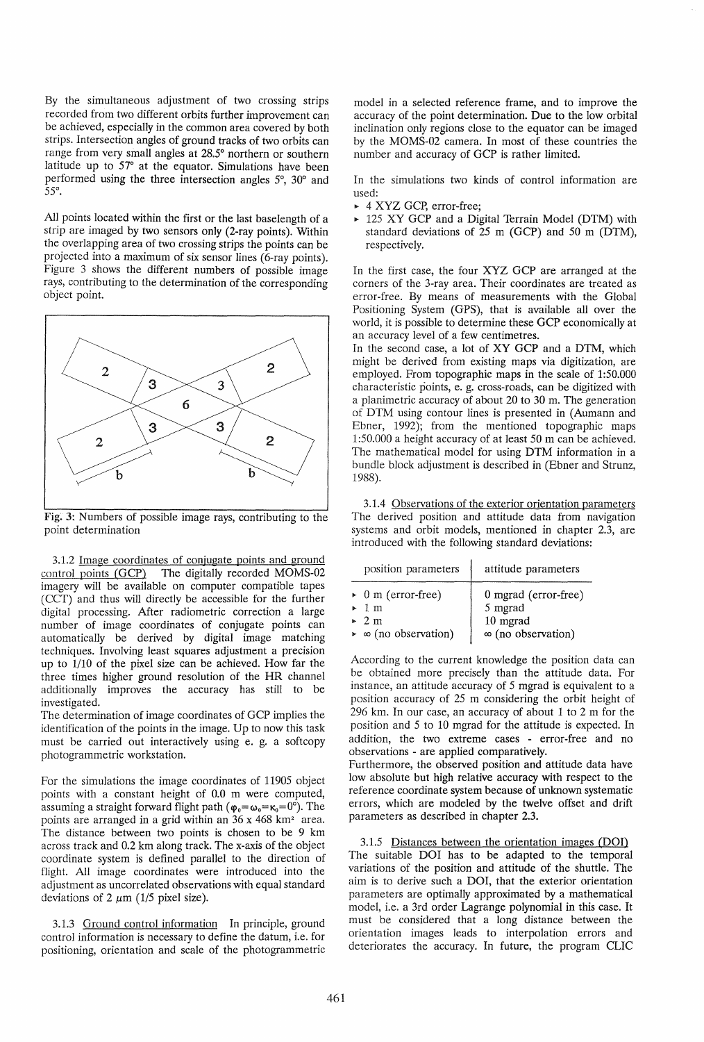By the simultaneous adjustment of two crossing strips recorded from two different orbits further improvement can be achieved, especially in the common area covered by both strips. Intersection angles of ground tracks of two orbits can range from very small angles at 28.5° northern or southern latitude up to 57° at the equator. Simulations have been performed using the three intersection angles 5°, 30° and 55°.

All points located within the first or the last baselength of a strip are imaged by two sensors only (2-ray points). Within the overlapping area of two crossing strips the points can be projected into a maximum of six sensor lines (6-ray points). Figure 3 shows the different numbers of possible image rays, contributing to the determination of the corresponding object point.

**Fig. 3:** Numbers of possible image rays, contributing to the point determination

3.1.2 Image coordinates of conjugate points and ground control points (GCP) The digitally recorded MOMS-02 imagery will be available on computer compatible tapes (CCT) and thus will directly be accessible for the further digital processing. After radiometric correction a large number of image coordinates of conjugate points can automatically be derived by digital image matching techniques. Involving least squares adjustment a precision up to 1/10 of the pixel size can be achieved. How far the three times higher ground resolution of the HR channel additionally improves the accuracy has still to be investigated.
The determination of image coordinates of GCP implies the identification of the points in the image. Up to now this task must be carried out interactively using e. g. a softcopy photogrammetric workstation.

For the simulations the image coordinates of 11905 object points with a constant height of 0.0 m were computed, assuming a straight forward flight path ($\varphi_0=\omega_0=\kappa_0=0°$). The points are arranged in a grid within an 36 x 468 km² area. The distance between two points is chosen to be 9 km across track and 0.2 km along track. The x-axis of the object coordinate system is defined parallel to the direction of flight. All image coordinates were introduced into the adjustment as uncorrelated observations with equal standard deviations of 2 $\mu$m (1/5 pixel size).

3.1.3 Ground control information In principle, ground control information is necessary to define the datum, i.e. for positioning, orientation and scale of the photogrammetric model in a selected reference frame, and to improve the accuracy of the point determination. Due to the low orbital inclination only regions close to the equator can be imaged by the MOMS-02 camera. In most of these countries the number and accuracy of GCP is rather limited.

In the simulations two kinds of control information are used:

- 4 XYZ GCP, error-free;
- 125 XY GCP and a Digital Terrain Model (DTM) with standard deviations of 25 m (GCP) and 50 m (DTM), respectively.

In the first case, the four XYZ GCP are arranged at the corners of the 3-ray area. Their coordinates are treated as error-free. By means of measurements with the Global Positioning System (GPS), that is available all over the world, it is possible to determine these GCP economically at an accuracy level of a few centimetres.
In the second case, a lot of XY GCP and a DTM, which might be derived from existing maps via digitization, are employed. From topographic maps in the scale of 1:50.000 characteristic points, e. g. cross-roads, can be digitized with a planimetric accuracy of about 20 to 30 m. The generation of DTM using contour lines is presented in (Aumann and Ebner, 1992); from the mentioned topographic maps 1:50.000 a height accuracy of at least 50 m can be achieved. The mathematical model for using DTM information in a bundle block adjustment is described in (Ebner and Strunz, 1988).

3.1.4 Observations of the exterior orientation parameters The derived position and attitude data from navigation systems and orbit models, mentioned in chapter 2.3, are introduced with the following standard deviations:

| position parameters | attitude parameters |
|---|---|
| ▸ 0 m (error-free) | 0 mgrad (error-free) |
| ▸ 1 m | 5 mgrad |
| ▸ 2 m | 10 mgrad |
| ▸ ∞ (no observation) | ∞ (no observation) |

According to the current knowledge the position data can be obtained more precisely than the attitude data. For instance, an attitude accuracy of 5 mgrad is equivalent to a position accuracy of 25 m considering the orbit height of 296 km. In our case, an accuracy of about 1 to 2 m for the position and 5 to 10 mgrad for the attitude is expected. In addition, the two extreme cases - error-free and no observations - are applied comparatively.
Furthermore, the observed position and attitude data have low absolute but high relative accuracy with respect to the reference coordinate system because of unknown systematic errors, which are modeled by the twelve offset and drift parameters as described in chapter 2.3.

3.1.5 Distances between the orientation images (DOI) The suitable DOI has to be adapted to the temporal variations of the position and attitude of the shuttle. The aim is to derive such a DOI, that the exterior orientation parameters are optimally approximated by a mathematical model, i.e. a 3rd order Lagrange polynomial in this case. It must be considered that a long distance between the orientation images leads to interpolation errors and deteriorates the accuracy. In future, the program CLIC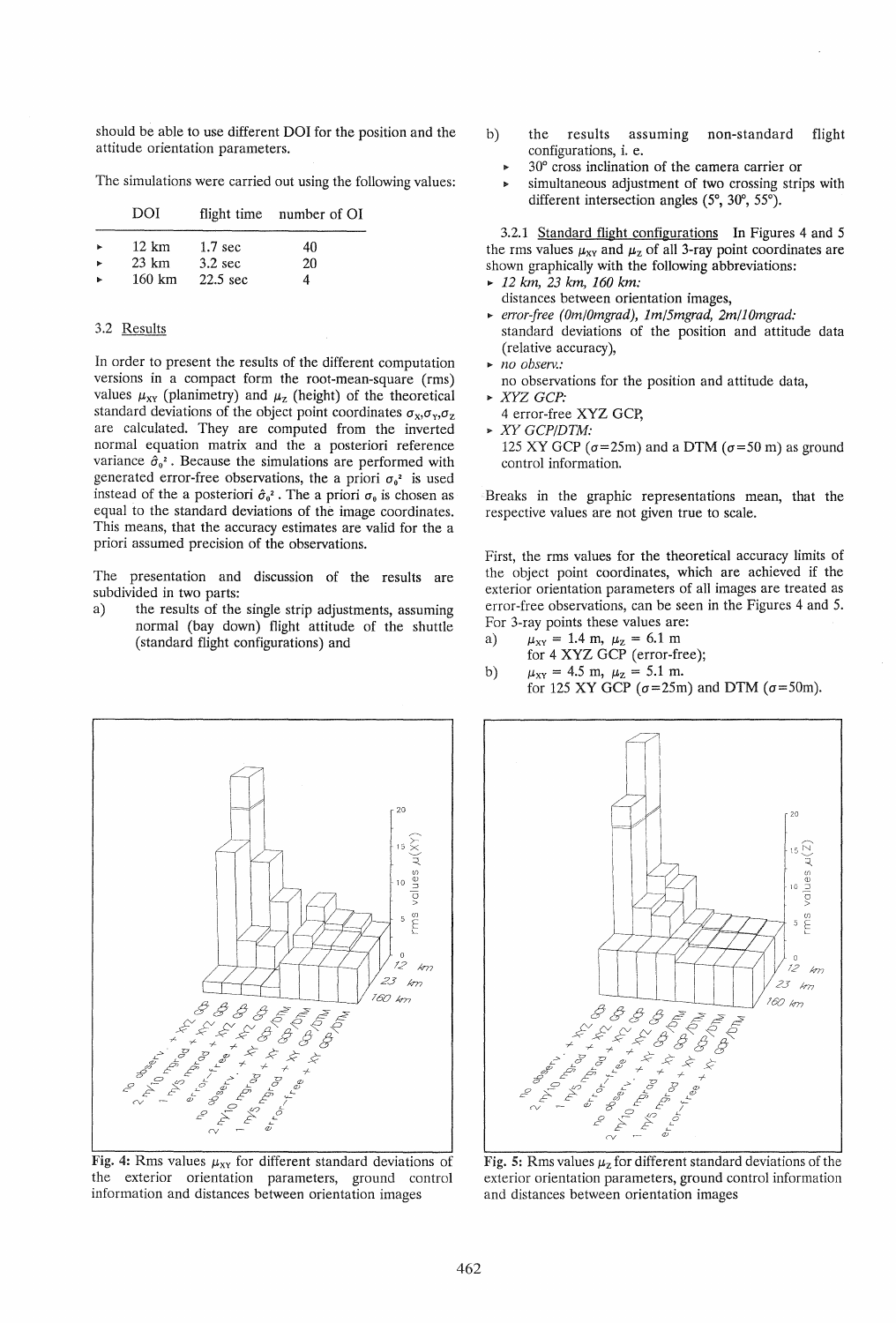should be able to use different DOI for the position and the attitude orientation parameters.

The simulations were carried out using the following values:

| | DOI | flight time | number of OI |
|---|---|---|---|
| ▸ | 12 km | 1.7 sec | 40 |
| ▸ | 23 km | 3.2 sec | 20 |
| ▸ | 160 km | 22.5 sec | 4 |

### 3.2 Results

In order to present the results of the different computation versions in a compact form the root-mean-square (rms) values $\mu_{XY}$ (planimetry) and $\mu_Z$ (height) of the theoretical standard deviations of the object point coordinates $\sigma_X,\sigma_Y,\sigma_Z$ are calculated. They are computed from the inverted normal equation matrix and the a posteriori reference variance $\hat{\sigma}_0^2$. Because the simulations are performed with generated error-free observations, the a priori $\sigma_0^2$ is used instead of the a posteriori $\hat{\sigma}_0^2$. The a priori $\sigma_0$ is chosen as equal to the standard deviations of the image coordinates. This means, that the accuracy estimates are valid for the a priori assumed precision of the observations.

The presentation and discussion of the results are subdivided in two parts:

a) the results of the single strip adjustments, assuming normal (bay down) flight attitude of the shuttle (standard flight configurations) and

b) the results assuming non-standard flight configurations, i. e.
   - 30° cross inclination of the camera carrier or
   - simultaneous adjustment of two crossing strips with different intersection angles (5°, 30°, 55°).

3.2.1 Standard flight configurations In Figures 4 and 5 the rms values $\mu_{XY}$ and $\mu_Z$ of all 3-ray point coordinates are shown graphically with the following abbreviations:

- *12 km, 23 km, 160 km:* distances between orientation images,
- *error-free (0m/0mgrad), 1m/5mgrad, 2m/10mgrad:* standard deviations of the position and attitude data (relative accuracy),
- *no observ.:* no observations for the position and attitude data,
- *XYZ GCP:* 4 error-free XYZ GCP,
- *XY GCP/DTM:* 125 XY GCP ($\sigma$=25m) and a DTM ($\sigma$=50 m) as ground control information.

Breaks in the graphic representations mean, that the respective values are not given true to scale.

First, the rms values for the theoretical accuracy limits of the object point coordinates, which are achieved if the exterior orientation parameters of all images are treated as error-free observations, can be seen in the Figures 4 and 5. For 3-ray points these values are:

a) $\mu_{XY}$ = 1.4 m, $\mu_Z$ = 6.1 m for 4 XYZ GCP (error-free);

b) $\mu_{XY}$ = 4.5 m, $\mu_Z$ = 5.1 m. for 125 XY GCP ($\sigma$=25m) and DTM ($\sigma$=50m).

**Fig. 4:** Rms values $\mu_{XY}$ for different standard deviations of the exterior orientation parameters, ground control information and distances between orientation images

**Fig. 5:** Rms values $\mu_Z$ for different standard deviations of the exterior orientation parameters, ground control information and distances between orientation images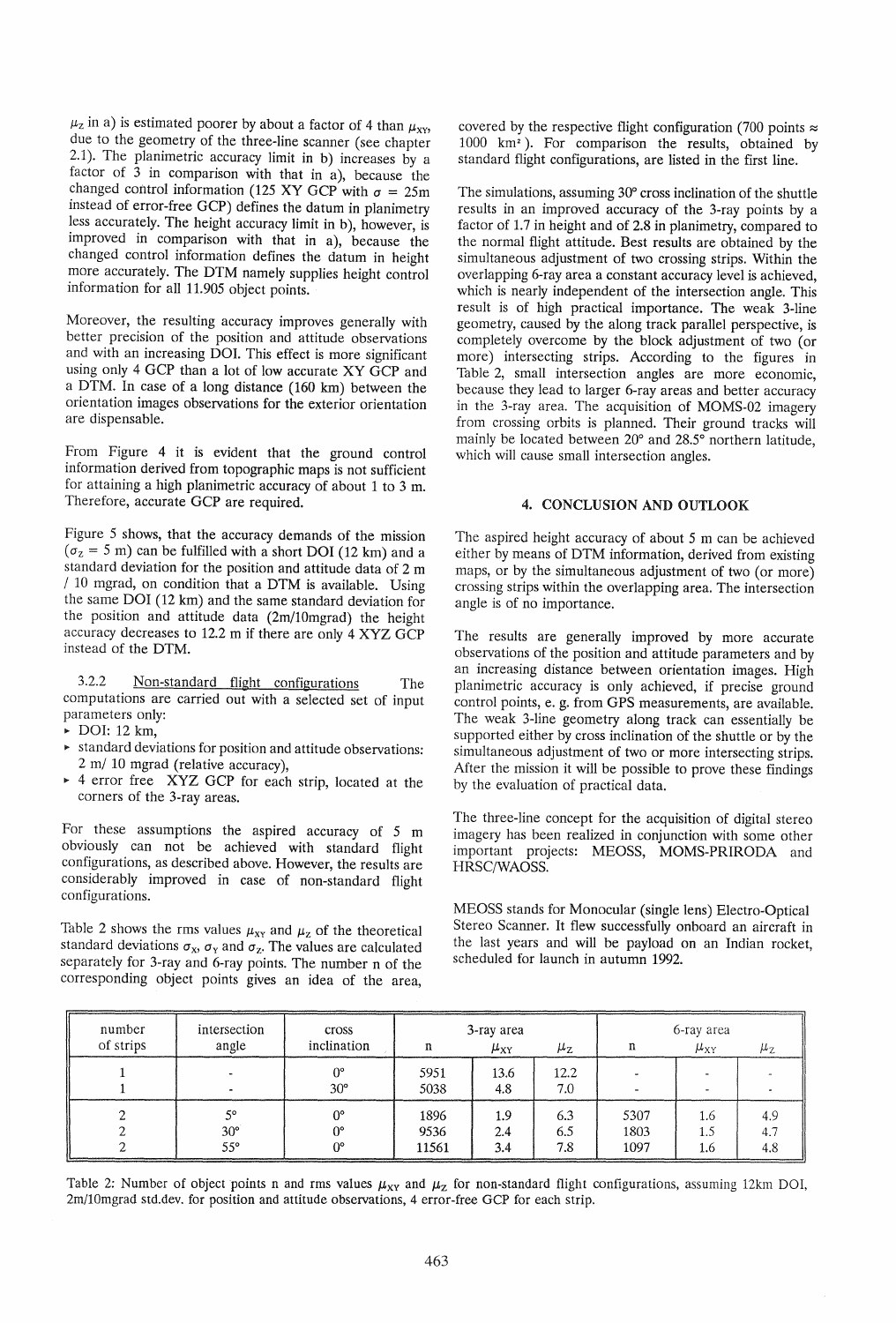$\mu_Z$ in a) is estimated poorer by about a factor of 4 than $\mu_{XY}$, due to the geometry of the three-line scanner (see chapter 2.1). The planimetric accuracy limit in b) increases by a factor of 3 in comparison with that in a), because the changed control information (125 XY GCP with $\sigma$ = 25m instead of error-free GCP) defines the datum in planimetry less accurately. The height accuracy limit in b), however, is improved in comparison with that in a), because the changed control information defines the datum in height more accurately. The DTM namely supplies height control information for all 11.905 object points.

Moreover, the resulting accuracy improves generally with better precision of the position and attitude observations and with an increasing DOI. This effect is more significant using only 4 GCP than a lot of low accurate XY GCP and a DTM. In case of a long distance (160 km) between the orientation images observations for the exterior orientation are dispensable.

From Figure 4 it is evident that the ground control information derived from topographic maps is not sufficient for attaining a high planimetric accuracy of about 1 to 3 m. Therefore, accurate GCP are required.

Figure 5 shows, that the accuracy demands of the mission ($\sigma_Z$ = 5 m) can be fulfilled with a short DOI (12 km) and a standard deviation for the position and attitude data of 2 m / 10 mgrad, on condition that a DTM is available. Using the same DOI (12 km) and the same standard deviation for the position and attitude data (2m/10mgrad) the height accuracy decreases to 12.2 m if there are only 4 XYZ GCP instead of the DTM.

3.2.2 Non-standard flight configurations The computations are carried out with a selected set of input parameters only:

- DOI: 12 km,
- standard deviations for position and attitude observations: 2 m/ 10 mgrad (relative accuracy),
- 4 error free XYZ GCP for each strip, located at the corners of the 3-ray areas.

For these assumptions the aspired accuracy of 5 m obviously can not be achieved with standard flight configurations, as described above. However, the results are considerably improved in case of non-standard flight configurations.

Table 2 shows the rms values $\mu_{XY}$ and $\mu_Z$ of the theoretical standard deviations $\sigma_X$, $\sigma_Y$ and $\sigma_Z$. The values are calculated separately for 3-ray and 6-ray points. The number n of the corresponding object points gives an idea of the area, covered by the respective flight configuration (700 points ≈ 1000 km²). For comparison the results, obtained by standard flight configurations, are listed in the first line.

The simulations, assuming 30° cross inclination of the shuttle results in an improved accuracy of the 3-ray points by a factor of 1.7 in height and of 2.8 in planimetry, compared to the normal flight attitude. Best results are obtained by the simultaneous adjustment of two crossing strips. Within the overlapping 6-ray area a constant accuracy level is achieved, which is nearly independent of the intersection angle. This result is of high practical importance. The weak 3-line geometry, caused by the along track parallel perspective, is completely overcome by the block adjustment of two (or more) intersecting strips. According to the figures in Table 2, small intersection angles are more economic, because they lead to larger 6-ray areas and better accuracy in the 3-ray area. The acquisition of MOMS-02 imagery from crossing orbits is planned. Their ground tracks will mainly be located between 20° and 28.5° northern latitude, which will cause small intersection angles.

## 4. CONCLUSION AND OUTLOOK

The aspired height accuracy of about 5 m can be achieved either by means of DTM information, derived from existing maps, or by the simultaneous adjustment of two (or more) crossing strips within the overlapping area. The intersection angle is of no importance.

The results are generally improved by more accurate observations of the position and attitude parameters and by an increasing distance between orientation images. High planimetric accuracy is only achieved, if precise ground control points, e. g. from GPS measurements, are available. The weak 3-line geometry along track can essentially be supported either by cross inclination of the shuttle or by the simultaneous adjustment of two or more intersecting strips. After the mission it will be possible to prove these findings by the evaluation of practical data.

The three-line concept for the acquisition of digital stereo imagery has been realized in conjunction with some other important projects: MEOSS, MOMS-PRIRODA and HRSC/WAOSS.

MEOSS stands for Monocular (single lens) Electro-Optical Stereo Scanner. It flew successfully onboard an aircraft in the last years and will be payload on an Indian rocket, scheduled for launch in autumn 1992.

| number of strips | intersection angle | cross inclination | 3-ray area | | | 6-ray area | | |
|---|---|---|---|---|---|---|---|---|
| | | | n | $\mu_{XY}$ | $\mu_Z$ | n | $\mu_{XY}$ | $\mu_Z$ |
| 1 | - | 0° | 5951 | 13.6 | 12.2 | - | - | - |
| 1 | - | 30° | 5038 | 4.8 | 7.0 | - | - | - |
| 2 | 5° | 0° | 1896 | 1.9 | 6.3 | 5307 | 1.6 | 4.9 |
| 2 | 30° | 0° | 9536 | 2.4 | 6.5 | 1803 | 1.5 | 4.7 |
| 2 | 55° | 0° | 11561 | 3.4 | 7.8 | 1097 | 1.6 | 4.8 |

Table 2: Number of object points n and rms values $\mu_{XY}$ and $\mu_Z$ for non-standard flight configurations, assuming 12km DOI, 2m/10mgrad std.dev. for position and attitude observations, 4 error-free GCP for each strip.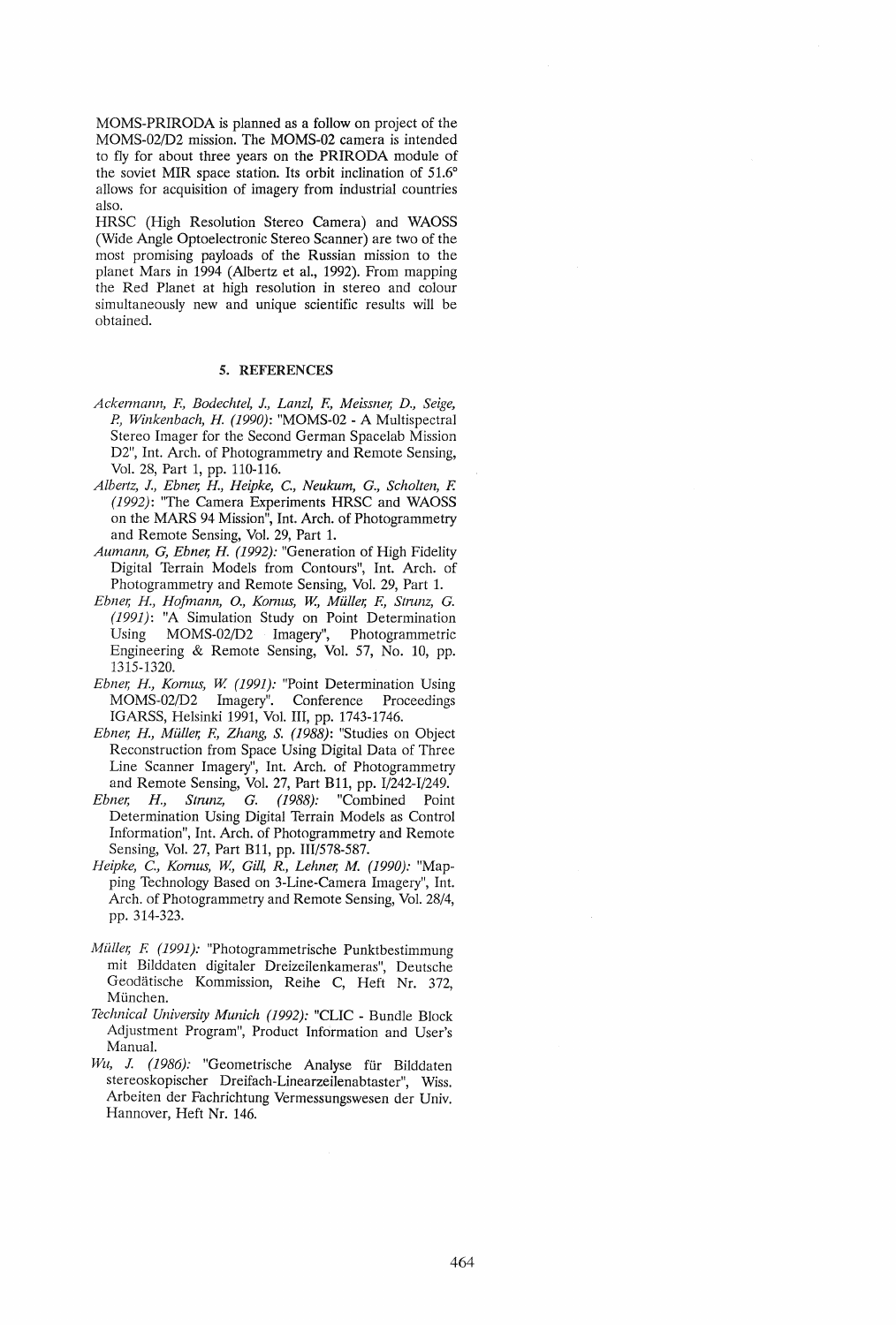MOMS-PRIRODA is planned as a follow on project of the MOMS-02/D2 mission. The MOMS-02 camera is intended to fly for about three years on the PRIRODA module of the soviet MIR space station. Its orbit inclination of 51.6° allows for acquisition of imagery from industrial countries also.

HRSC (High Resolution Stereo Camera) and WAOSS (Wide Angle Optoelectronic Stereo Scanner) are two of the most promising payloads of the Russian mission to the planet Mars in 1994 (Albertz et al., 1992). From mapping the Red Planet at high resolution in stereo and colour simultaneously new and unique scientific results will be obtained.

## 5. REFERENCES

*Ackermann, F., Bodechtel, J., Lanzl, F., Meissner, D., Seige, P., Winkenbach, H. (1990)*: "MOMS-02 - A Multispectral Stereo Imager for the Second German Spacelab Mission D2", Int. Arch. of Photogrammetry and Remote Sensing, Vol. 28, Part 1, pp. 110-116.

*Albertz, J., Ebner, H., Heipke, C., Neukum, G., Scholten, F. (1992)*: "The Camera Experiments HRSC and WAOSS on the MARS 94 Mission", Int. Arch. of Photogrammetry and Remote Sensing, Vol. 29, Part 1.

*Aumann, G, Ebner, H. (1992)*: "Generation of High Fidelity Digital Terrain Models from Contours", Int. Arch. of Photogrammetry and Remote Sensing, Vol. 29, Part 1.

*Ebner, H., Hofmann, O., Kornus, W., Müller, F., Strunz, G. (1991)*: "A Simulation Study on Point Determination Using MOMS-02/D2 Imagery", Photogrammetric Engineering & Remote Sensing, Vol. 57, No. 10, pp. 1315-1320.

*Ebner, H., Kornus, W. (1991)*: "Point Determination Using MOMS-02/D2 Imagery". Conference Proceedings IGARSS, Helsinki 1991, Vol. III, pp. 1743-1746.

*Ebner, H., Müller, F., Zhang, S. (1988)*: "Studies on Object Reconstruction from Space Using Digital Data of Three Line Scanner Imagery", Int. Arch. of Photogrammetry and Remote Sensing, Vol. 27, Part B11, pp. I/242-I/249.

*Ebner, H., Strunz, G. (1988)*: "Combined Point Determination Using Digital Terrain Models as Control Information", Int. Arch. of Photogrammetry and Remote Sensing, Vol. 27, Part B11, pp. III/578-587.

*Heipke, C., Kornus, W., Gill, R., Lehner, M. (1990)*: "Mapping Technology Based on 3-Line-Camera Imagery", Int. Arch. of Photogrammetry and Remote Sensing, Vol. 28/4, pp. 314-323.

*Müller, F. (1991)*: "Photogrammetrische Punktbestimmung mit Bilddaten digitaler Dreizeilenkameras", Deutsche Geodätische Kommission, Reihe C, Heft Nr. 372, München.

*Technical University Munich (1992)*: "CLIC - Bundle Block Adjustment Program", Product Information and User's Manual.

*Wu, J. (1986)*: "Geometrische Analyse für Bilddaten stereoskopischer Dreifach-Linearzeilenabtaster", Wiss. Arbeiten der Fachrichtung Vermessungswesen der Univ. Hannover, Heft Nr. 146.